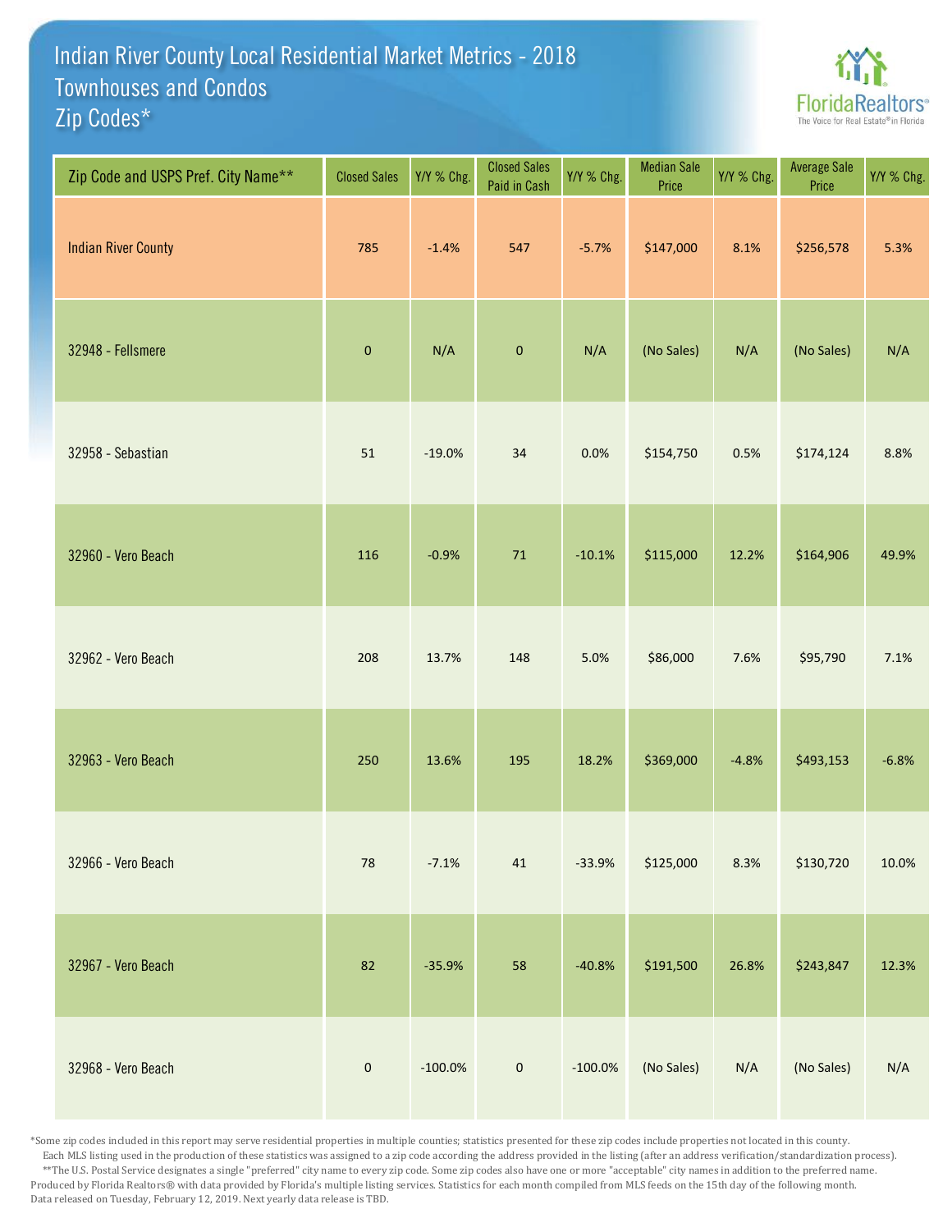# Indian River County Local Residential Market Metrics - 2018
## Townhouses and Condos
## Zip Codes*

FloridaRealtors® The Voice for Real Estate® in Florida

| Zip Code and USPS Pref. City Name** | Closed Sales | Y/Y % Chg. | Closed Sales Paid in Cash | Y/Y % Chg. | Median Sale Price | Y/Y % Chg. | Average Sale Price | Y/Y % Chg. |
|---|---|---|---|---|---|---|---|---|
| Indian River County | 785 | -1.4% | 547 | -5.7% | $147,000 | 8.1% | $256,578 | 5.3% |
| 32948 - Fellsmere | 0 | N/A | 0 | N/A | (No Sales) | N/A | (No Sales) | N/A |
| 32958 - Sebastian | 51 | -19.0% | 34 | 0.0% | $154,750 | 0.5% | $174,124 | 8.8% |
| 32960 - Vero Beach | 116 | -0.9% | 71 | -10.1% | $115,000 | 12.2% | $164,906 | 49.9% |
| 32962 - Vero Beach | 208 | 13.7% | 148 | 5.0% | $86,000 | 7.6% | $95,790 | 7.1% |
| 32963 - Vero Beach | 250 | 13.6% | 195 | 18.2% | $369,000 | -4.8% | $493,153 | -6.8% |
| 32966 - Vero Beach | 78 | -7.1% | 41 | -33.9% | $125,000 | 8.3% | $130,720 | 10.0% |
| 32967 - Vero Beach | 82 | -35.9% | 58 | -40.8% | $191,500 | 26.8% | $243,847 | 12.3% |
| 32968 - Vero Beach | 0 | -100.0% | 0 | -100.0% | (No Sales) | N/A | (No Sales) | N/A |

*Some zip codes included in this report may serve residential properties in multiple counties; statistics presented for these zip codes include properties not located in this county. Each MLS listing used in the production of these statistics was assigned to a zip code according the address provided in the listing (after an address verification/standardization process).

**The U.S. Postal Service designates a single "preferred" city name to every zip code. Some zip codes also have one or more "acceptable" city names in addition to the preferred name.

Produced by Florida Realtors® with data provided by Florida's multiple listing services. Statistics for each month compiled from MLS feeds on the 15th day of the following month.

Data released on Tuesday, February 12, 2019. Next yearly data release is TBD.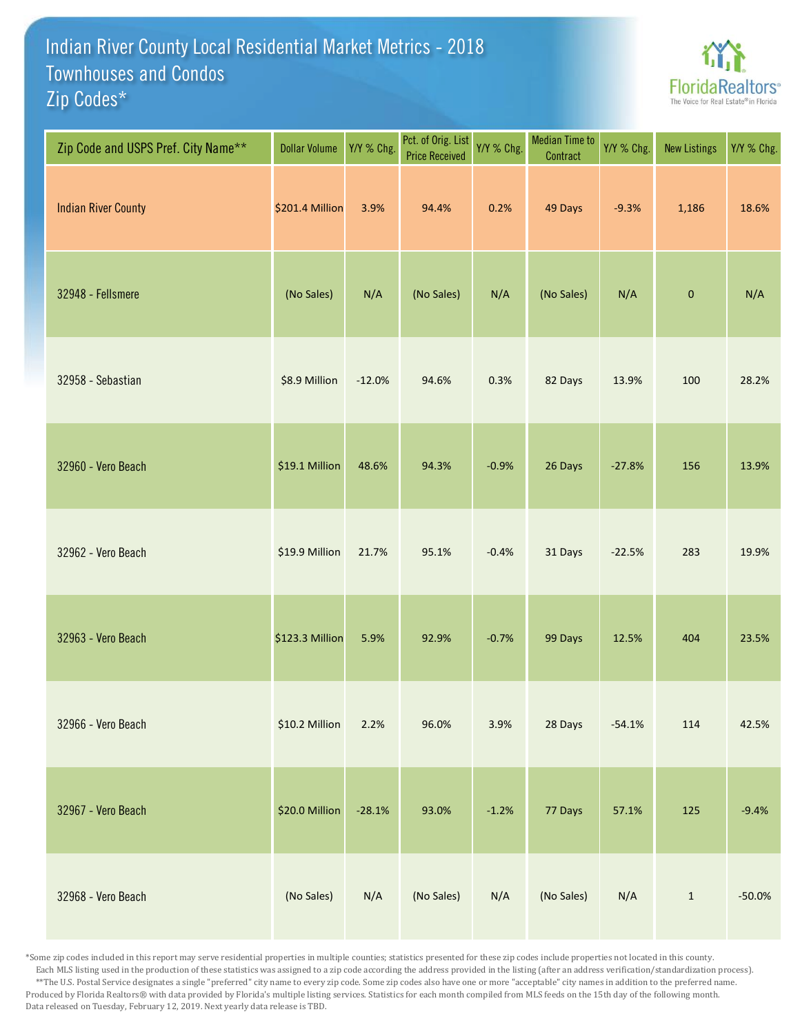# Indian River County Local Residential Market Metrics - 2018
## Townhouses and Condos
## Zip Codes*

FloridaRealtors® The Voice for Real Estate® in Florida

| Zip Code and USPS Pref. City Name** | Dollar Volume | Y/Y % Chg. | Pct. of Orig. List Price Received | Y/Y % Chg. | Median Time to Contract | Y/Y % Chg. | New Listings | Y/Y % Chg. |
|---|---|---|---|---|---|---|---|---|
| Indian River County | $201.4 Million | 3.9% | 94.4% | 0.2% | 49 Days | -9.3% | 1,186 | 18.6% |
| 32948 - Fellsmere | (No Sales) | N/A | (No Sales) | N/A | (No Sales) | N/A | 0 | N/A |
| 32958 - Sebastian | $8.9 Million | -12.0% | 94.6% | 0.3% | 82 Days | 13.9% | 100 | 28.2% |
| 32960 - Vero Beach | $19.1 Million | 48.6% | 94.3% | -0.9% | 26 Days | -27.8% | 156 | 13.9% |
| 32962 - Vero Beach | $19.9 Million | 21.7% | 95.1% | -0.4% | 31 Days | -22.5% | 283 | 19.9% |
| 32963 - Vero Beach | $123.3 Million | 5.9% | 92.9% | -0.7% | 99 Days | 12.5% | 404 | 23.5% |
| 32966 - Vero Beach | $10.2 Million | 2.2% | 96.0% | 3.9% | 28 Days | -54.1% | 114 | 42.5% |
| 32967 - Vero Beach | $20.0 Million | -28.1% | 93.0% | -1.2% | 77 Days | 57.1% | 125 | -9.4% |
| 32968 - Vero Beach | (No Sales) | N/A | (No Sales) | N/A | (No Sales) | N/A | 1 | -50.0% |

*Some zip codes included in this report may serve residential properties in multiple counties; statistics presented for these zip codes include properties not located in this county. Each MLS listing used in the production of these statistics was assigned to a zip code according the address provided in the listing (after an address verification/standardization process).

**The U.S. Postal Service designates a single "preferred" city name to every zip code. Some zip codes also have one or more "acceptable" city names in addition to the preferred name.

Produced by Florida Realtors® with data provided by Florida's multiple listing services. Statistics for each month compiled from MLS feeds on the 15th day of the following month.

Data released on Tuesday, February 12, 2019. Next yearly data release is TBD.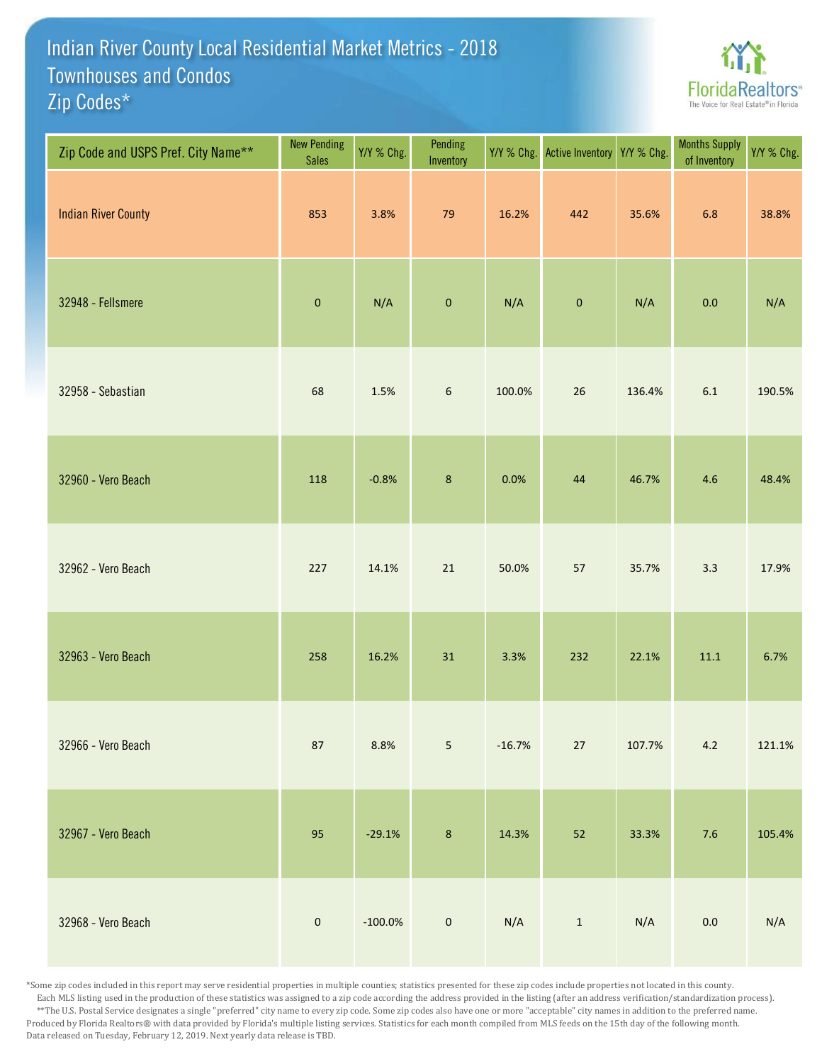# Indian River County Local Residential Market Metrics - 2018
## Townhouses and Condos
## Zip Codes*

FloridaRealtors® The Voice for Real Estate® in Florida

| Zip Code and USPS Pref. City Name** | New Pending Sales | Y/Y % Chg. | Pending Inventory | Y/Y % Chg. | Active Inventory | Y/Y % Chg. | Months Supply of Inventory | Y/Y % Chg. |
|---|---|---|---|---|---|---|---|---|
| Indian River County | 853 | 3.8% | 79 | 16.2% | 442 | 35.6% | 6.8 | 38.8% |
| 32948 - Fellsmere | 0 | N/A | 0 | N/A | 0 | N/A | 0.0 | N/A |
| 32958 - Sebastian | 68 | 1.5% | 6 | 100.0% | 26 | 136.4% | 6.1 | 190.5% |
| 32960 - Vero Beach | 118 | -0.8% | 8 | 0.0% | 44 | 46.7% | 4.6 | 48.4% |
| 32962 - Vero Beach | 227 | 14.1% | 21 | 50.0% | 57 | 35.7% | 3.3 | 17.9% |
| 32963 - Vero Beach | 258 | 16.2% | 31 | 3.3% | 232 | 22.1% | 11.1 | 6.7% |
| 32966 - Vero Beach | 87 | 8.8% | 5 | -16.7% | 27 | 107.7% | 4.2 | 121.1% |
| 32967 - Vero Beach | 95 | -29.1% | 8 | 14.3% | 52 | 33.3% | 7.6 | 105.4% |
| 32968 - Vero Beach | 0 | -100.0% | 0 | N/A | 1 | N/A | 0.0 | N/A |

*Some zip codes included in this report may serve residential properties in multiple counties; statistics presented for these zip codes include properties not located in this county. Each MLS listing used in the production of these statistics was assigned to a zip code according the address provided in the listing (after an address verification/standardization process).

**The U.S. Postal Service designates a single "preferred" city name to every zip code. Some zip codes also have one or more "acceptable" city names in addition to the preferred name.

Produced by Florida Realtors® with data provided by Florida's multiple listing services. Statistics for each month compiled from MLS feeds on the 15th day of the following month.

Data released on Tuesday, February 12, 2019. Next yearly data release is TBD.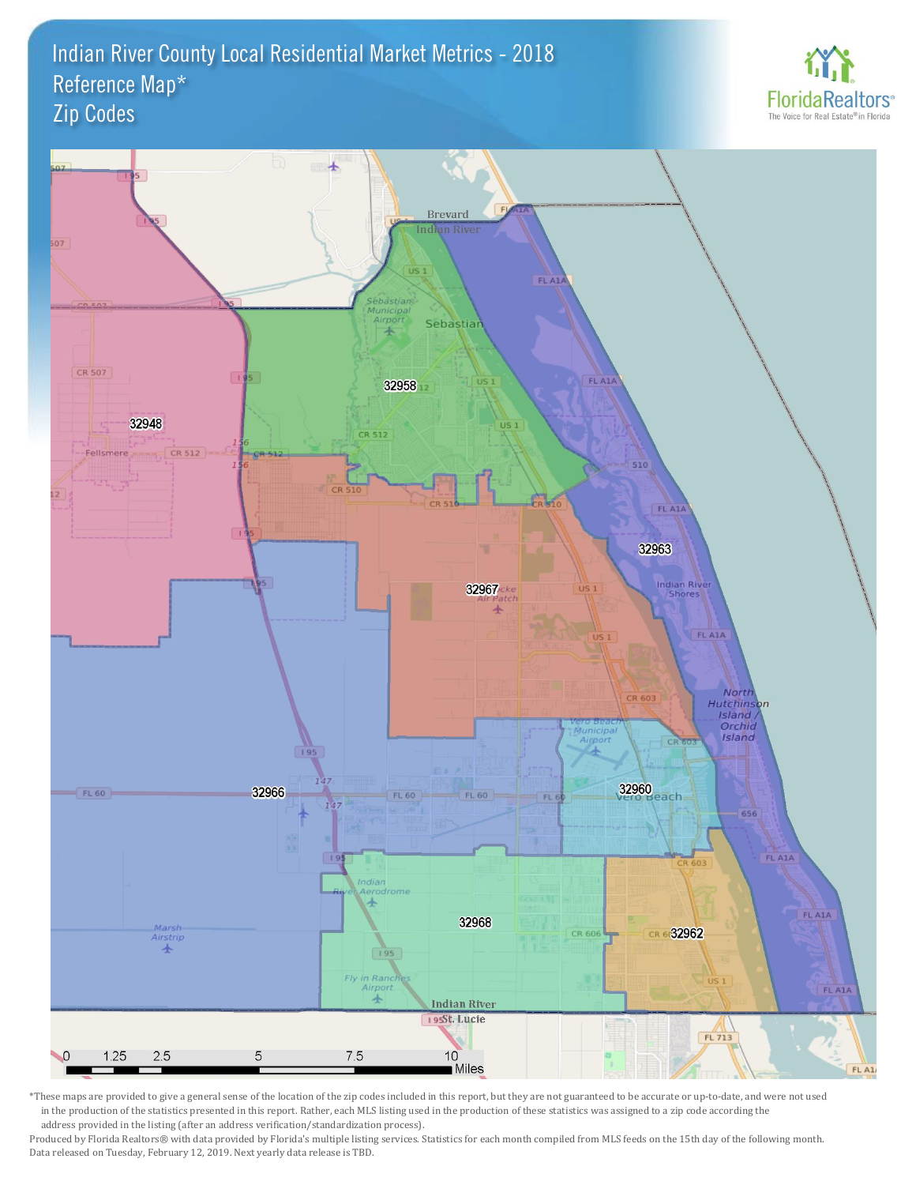# Indian River County Local Residential Market Metrics - 2018

## Reference Map*

## Zip Codes

FloridaRealtors®
The Voice for Real Estate® in Florida

32948
32958
32963
32967
32966
32960
32968
32962

0 1.25 2.5 5 7.5 10
Miles

*These maps are provided to give a general sense of the location of the zip codes included in this report, but they are not guaranteed to be accurate or up-to-date, and were not used in the production of the statistics presented in this report. Rather, each MLS listing used in the production of these statistics was assigned to a zip code according the address provided in the listing (after an address verification/standardization process).

Produced by Florida Realtors® with data provided by Florida's multiple listing services. Statistics for each month compiled from MLS feeds on the 15th day of the following month. Data released on Tuesday, February 12, 2019. Next yearly data release is TBD.